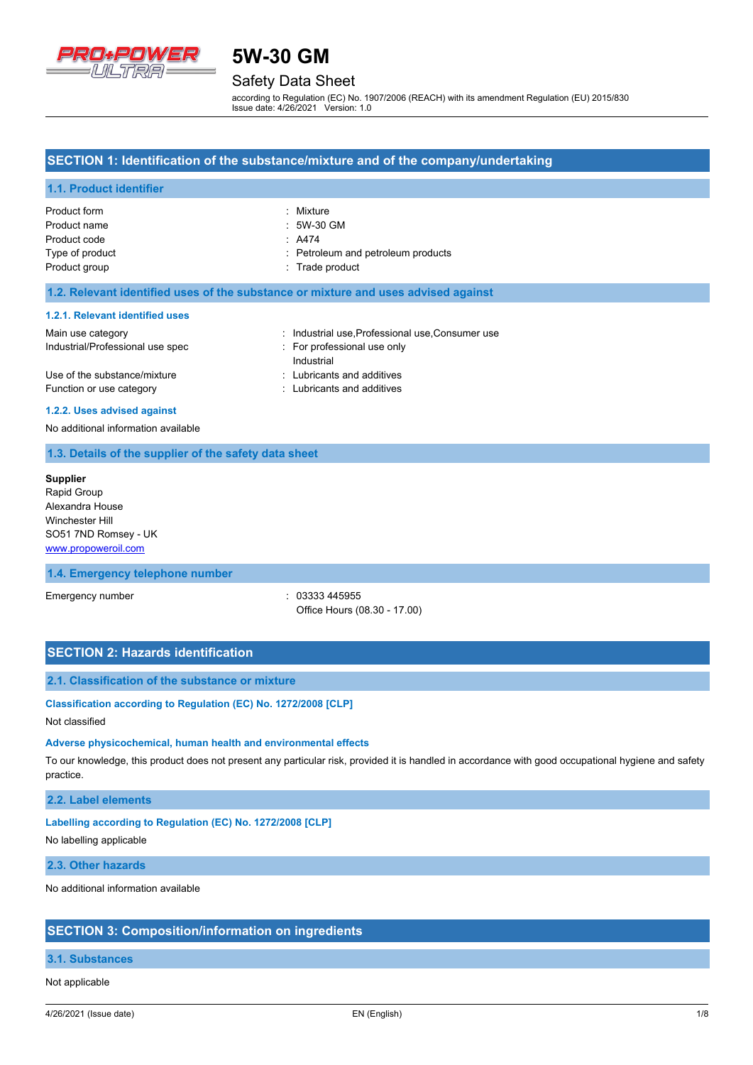# 5W-30 GM

## Safety Data Sheet

according to Regulation (EC) No. 1907/2006 (REACH) with its amendment Regulation (EU) 2015/830
Issue date: 4/26/2021 Version: 1.0

## SECTION 1: Identification of the substance/mixture and of the company/undertaking

### 1.1. Product identifier

| | |
|---|---|
| Product form | : Mixture |
| Product name | : 5W-30 GM |
| Product code | : A474 |
| Type of product | : Petroleum and petroleum products |
| Product group | : Trade product |

### 1.2. Relevant identified uses of the substance or mixture and uses advised against

#### 1.2.1. Relevant identified uses

| | |
|---|---|
| Main use category | : Industrial use,Professional use,Consumer use |
| Industrial/Professional use spec | : For professional use only<br>Industrial |
| Use of the substance/mixture | : Lubricants and additives |
| Function or use category | : Lubricants and additives |

#### 1.2.2. Uses advised against

No additional information available

### 1.3. Details of the supplier of the safety data sheet

**Supplier**
Rapid Group
Alexandra House
Winchester Hill
SO51 7ND Romsey - UK
www.propoweroil.com

### 1.4. Emergency telephone number

| | |
|---|---|
| Emergency number | : 03333 445955<br>Office Hours (08.30 - 17.00) |

## SECTION 2: Hazards identification

### 2.1. Classification of the substance or mixture

**Classification according to Regulation (EC) No. 1272/2008 [CLP]**

Not classified

**Adverse physicochemical, human health and environmental effects**

To our knowledge, this product does not present any particular risk, provided it is handled in accordance with good occupational hygiene and safety practice.

### 2.2. Label elements

**Labelling according to Regulation (EC) No. 1272/2008 [CLP]**

No labelling applicable

### 2.3. Other hazards

No additional information available

## SECTION 3: Composition/information on ingredients

### 3.1. Substances

Not applicable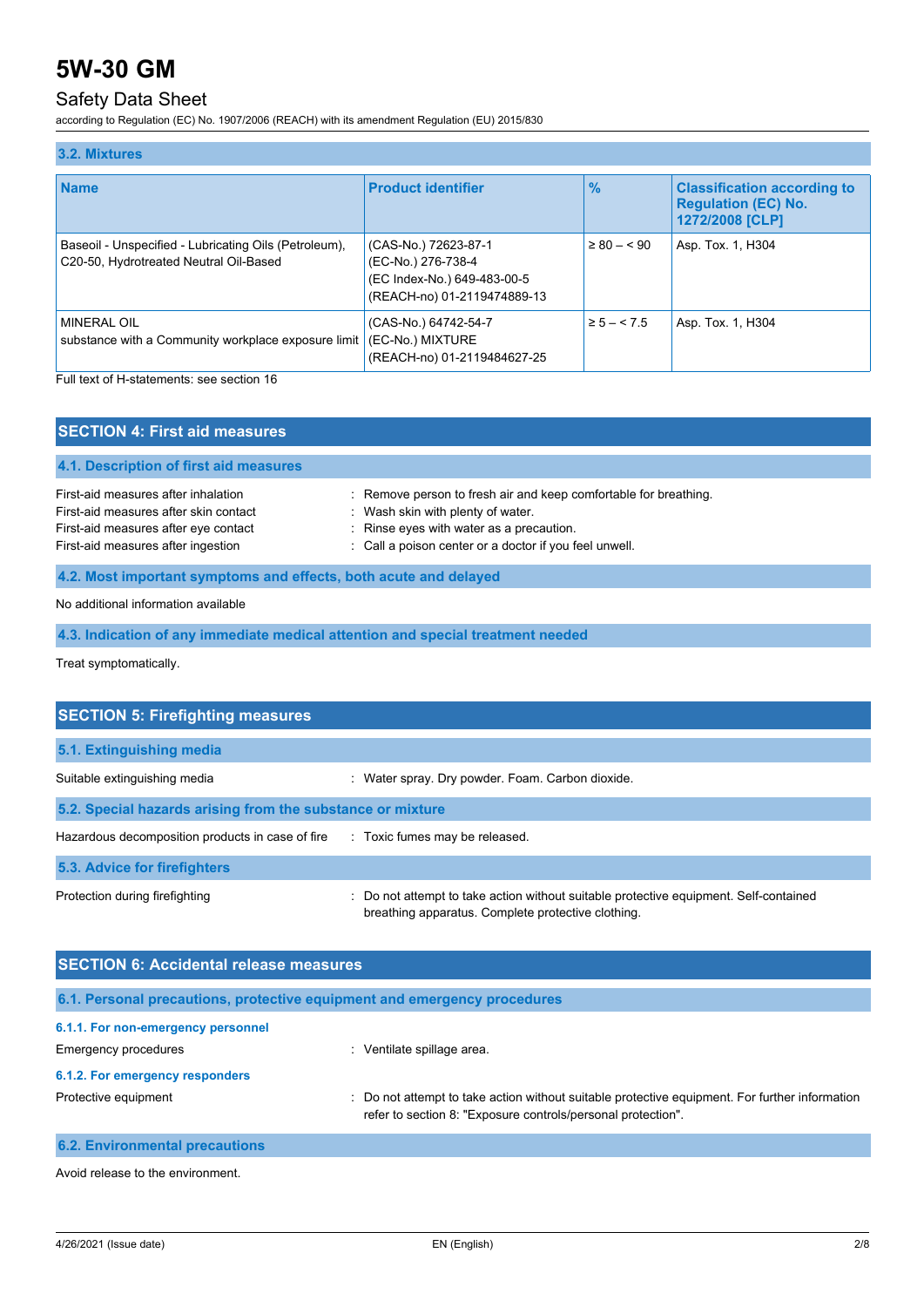### 3.2. Mixtures

| Name | Product identifier | % | Classification according to Regulation (EC) No. 1272/2008 [CLP] |
|---|---|---|---|
| Baseoil - Unspecified - Lubricating Oils (Petroleum), C20-50, Hydrotreated Neutral Oil-Based | (CAS-No.) 72623-87-1<br>(EC-No.) 276-738-4<br>(EC Index-No.) 649-483-00-5<br>(REACH-no) 01-2119474889-13 | ≥ 80 – < 90 | Asp. Tox. 1, H304 |
| MINERAL OIL<br>substance with a Community workplace exposure limit | (CAS-No.) 64742-54-7<br>(EC-No.) MIXTURE<br>(REACH-no) 01-2119484627-25 | ≥ 5 – < 7.5 | Asp. Tox. 1, H304 |

Full text of H-statements: see section 16

## SECTION 4: First aid measures

### 4.1. Description of first aid measures

First-aid measures after inhalation : Remove person to fresh air and keep comfortable for breathing.
First-aid measures after skin contact : Wash skin with plenty of water.
First-aid measures after eye contact : Rinse eyes with water as a precaution.
First-aid measures after ingestion : Call a poison center or a doctor if you feel unwell.

### 4.2. Most important symptoms and effects, both acute and delayed

No additional information available

### 4.3. Indication of any immediate medical attention and special treatment needed

Treat symptomatically.

## SECTION 5: Firefighting measures

### 5.1. Extinguishing media

Suitable extinguishing media : Water spray. Dry powder. Foam. Carbon dioxide.

### 5.2. Special hazards arising from the substance or mixture

Hazardous decomposition products in case of fire : Toxic fumes may be released.

### 5.3. Advice for firefighters

Protection during firefighting : Do not attempt to take action without suitable protective equipment. Self-contained breathing apparatus. Complete protective clothing.

## SECTION 6: Accidental release measures

### 6.1. Personal precautions, protective equipment and emergency procedures

#### 6.1.1. For non-emergency personnel

Emergency procedures : Ventilate spillage area.

#### 6.1.2. For emergency responders

Protective equipment : Do not attempt to take action without suitable protective equipment. For further information refer to section 8: "Exposure controls/personal protection".

### 6.2. Environmental precautions

Avoid release to the environment.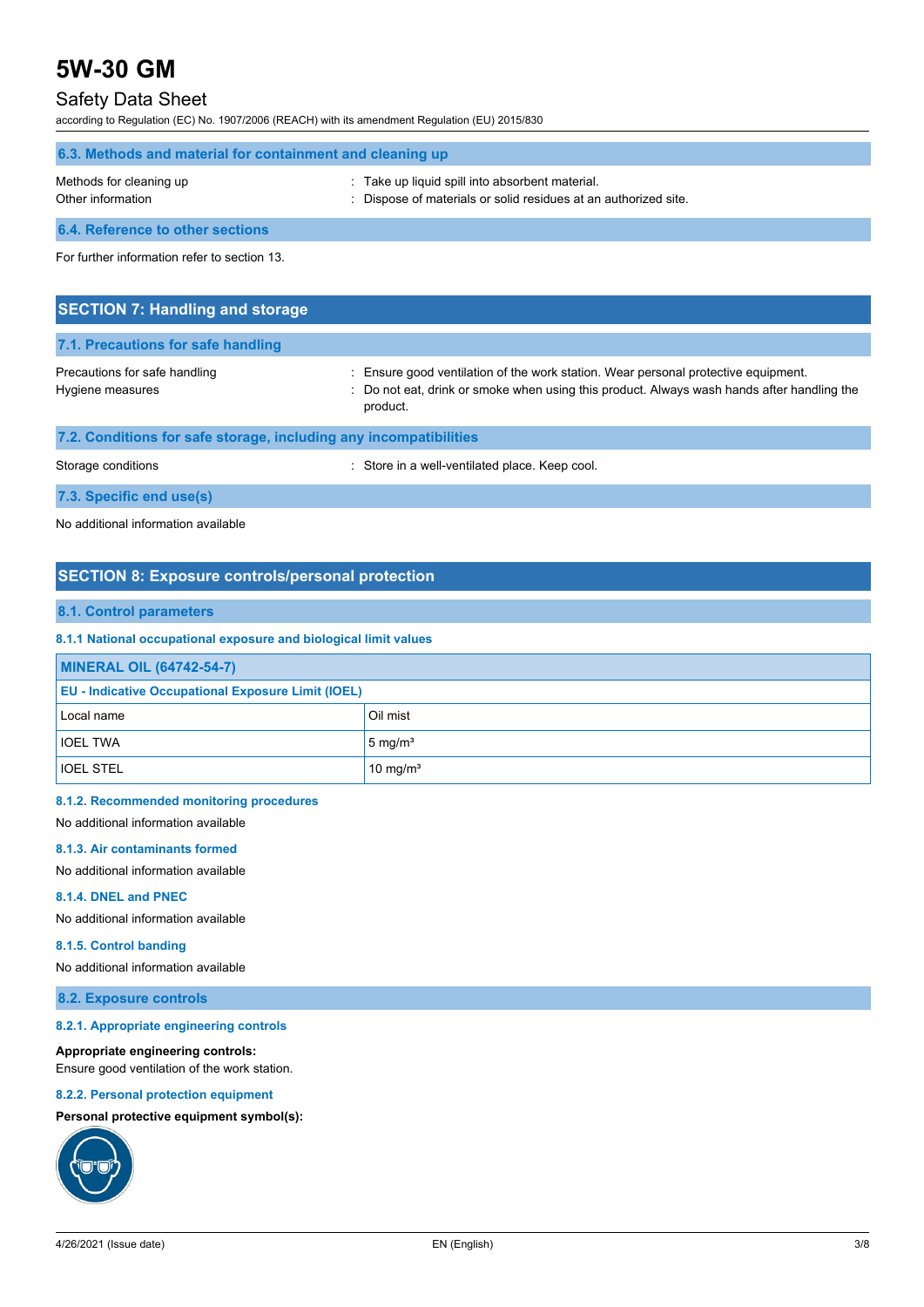### 6.3. Methods and material for containment and cleaning up

Methods for cleaning up : Take up liquid spill into absorbent material.

Other information : Dispose of materials or solid residues at an authorized site.

### 6.4. Reference to other sections

For further information refer to section 13.

## SECTION 7: Handling and storage

### 7.1. Precautions for safe handling

Precautions for safe handling : Ensure good ventilation of the work station. Wear personal protective equipment.

Hygiene measures : Do not eat, drink or smoke when using this product. Always wash hands after handling the product.

### 7.2. Conditions for safe storage, including any incompatibilities

Storage conditions : Store in a well-ventilated place. Keep cool.

### 7.3. Specific end use(s)

No additional information available

## SECTION 8: Exposure controls/personal protection

### 8.1. Control parameters

#### 8.1.1 National occupational exposure and biological limit values

| MINERAL OIL (64742-54-7) | |
|---|---|
| **EU - Indicative Occupational Exposure Limit (IOEL)** | |
| Local name | Oil mist |
| IOEL TWA | 5 mg/m³ |
| IOEL STEL | 10 mg/m³ |

#### 8.1.2. Recommended monitoring procedures

No additional information available

#### 8.1.3. Air contaminants formed

No additional information available

#### 8.1.4. DNEL and PNEC

No additional information available

#### 8.1.5. Control banding

No additional information available

### 8.2. Exposure controls

#### 8.2.1. Appropriate engineering controls

**Appropriate engineering controls:**
Ensure good ventilation of the work station.

#### 8.2.2. Personal protection equipment

**Personal protective equipment symbol(s):**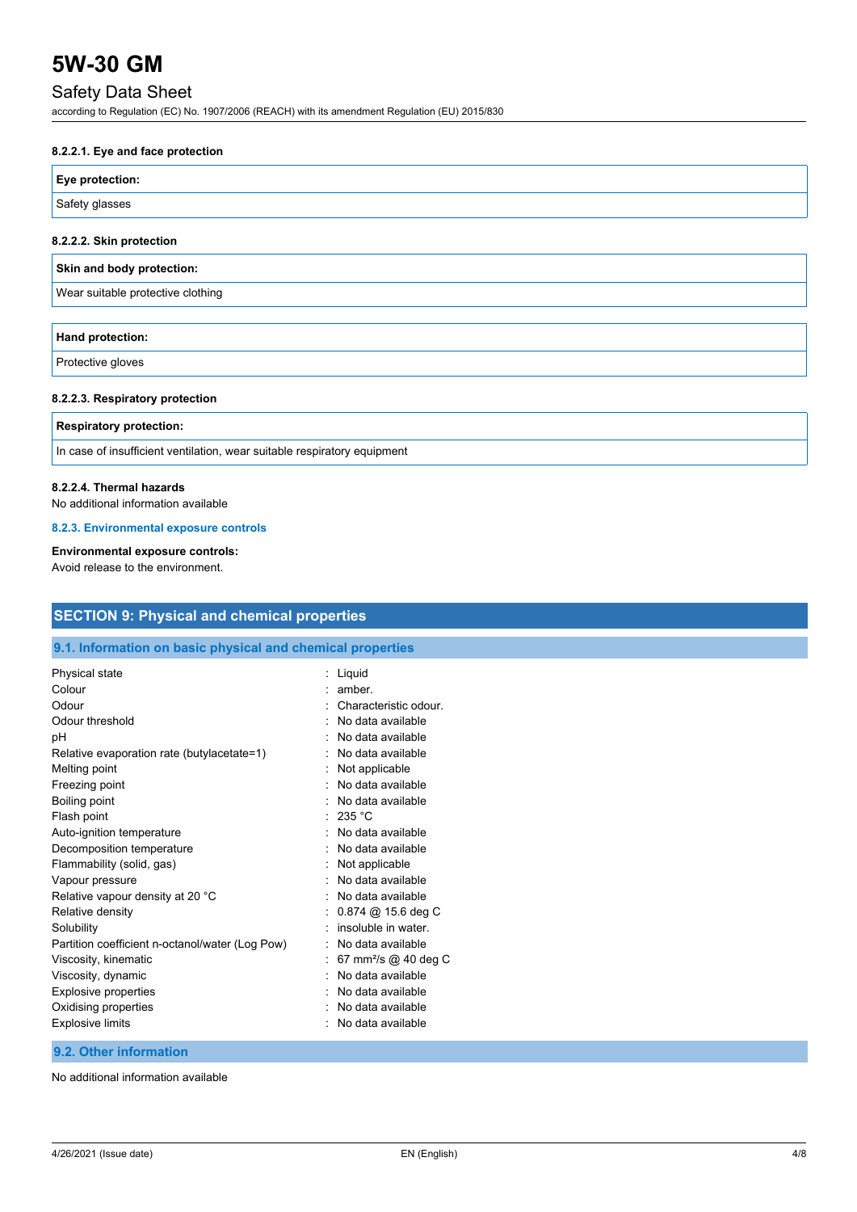#### 8.2.2.1. Eye and face protection

| Eye protection: |
|---|
| Safety glasses |

#### 8.2.2.2. Skin protection

| Skin and body protection: |
|---|
| Wear suitable protective clothing |

| Hand protection: |
|---|
| Protective gloves |

#### 8.2.2.3. Respiratory protection

| Respiratory protection: |
|---|
| In case of insufficient ventilation, wear suitable respiratory equipment |

#### 8.2.2.4. Thermal hazards

No additional information available

### 8.2.3. Environmental exposure controls

**Environmental exposure controls:**
Avoid release to the environment.

## SECTION 9: Physical and chemical properties

### 9.1. Information on basic physical and chemical properties

| | |
|---|---|
| Physical state | : Liquid |
| Colour | : amber. |
| Odour | : Characteristic odour. |
| Odour threshold | : No data available |
| pH | : No data available |
| Relative evaporation rate (butylacetate=1) | : No data available |
| Melting point | : Not applicable |
| Freezing point | : No data available |
| Boiling point | : No data available |
| Flash point | : 235 °C |
| Auto-ignition temperature | : No data available |
| Decomposition temperature | : No data available |
| Flammability (solid, gas) | : Not applicable |
| Vapour pressure | : No data available |
| Relative vapour density at 20 °C | : No data available |
| Relative density | : 0.874 @ 15.6 deg C |
| Solubility | : insoluble in water. |
| Partition coefficient n-octanol/water (Log Pow) | : No data available |
| Viscosity, kinematic | : 67 $mm^2/s$ @ 40 deg C |
| Viscosity, dynamic | : No data available |
| Explosive properties | : No data available |
| Oxidising properties | : No data available |
| Explosive limits | : No data available |

### 9.2. Other information

No additional information available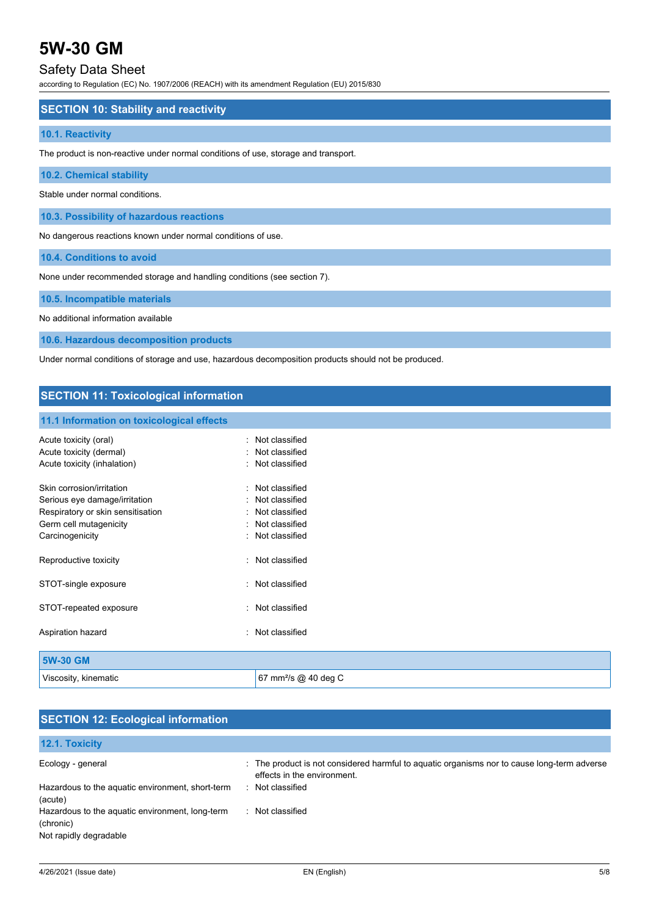## SECTION 10: Stability and reactivity

### 10.1. Reactivity

The product is non-reactive under normal conditions of use, storage and transport.

### 10.2. Chemical stability

Stable under normal conditions.

### 10.3. Possibility of hazardous reactions

No dangerous reactions known under normal conditions of use.

### 10.4. Conditions to avoid

None under recommended storage and handling conditions (see section 7).

### 10.5. Incompatible materials

No additional information available

### 10.6. Hazardous decomposition products

Under normal conditions of storage and use, hazardous decomposition products should not be produced.

## SECTION 11: Toxicological information

### 11.1 Information on toxicological effects

Acute toxicity (oral) : Not classified
Acute toxicity (dermal) : Not classified
Acute toxicity (inhalation) : Not classified

Skin corrosion/irritation : Not classified
Serious eye damage/irritation : Not classified
Respiratory or skin sensitisation : Not classified
Germ cell mutagenicity : Not classified
Carcinogenicity : Not classified

Reproductive toxicity : Not classified

STOT-single exposure : Not classified

STOT-repeated exposure : Not classified

Aspiration hazard : Not classified

| 5W-30 GM | |
|---|---|
| Viscosity, kinematic | 67 mm²/s @ 40 deg C |

## SECTION 12: Ecological information

### 12.1. Toxicity

Ecology - general : The product is not considered harmful to aquatic organisms nor to cause long-term adverse effects in the environment.
Hazardous to the aquatic environment, short-term (acute) : Not classified
Hazardous to the aquatic environment, long-term (chronic) : Not classified
Not rapidly degradable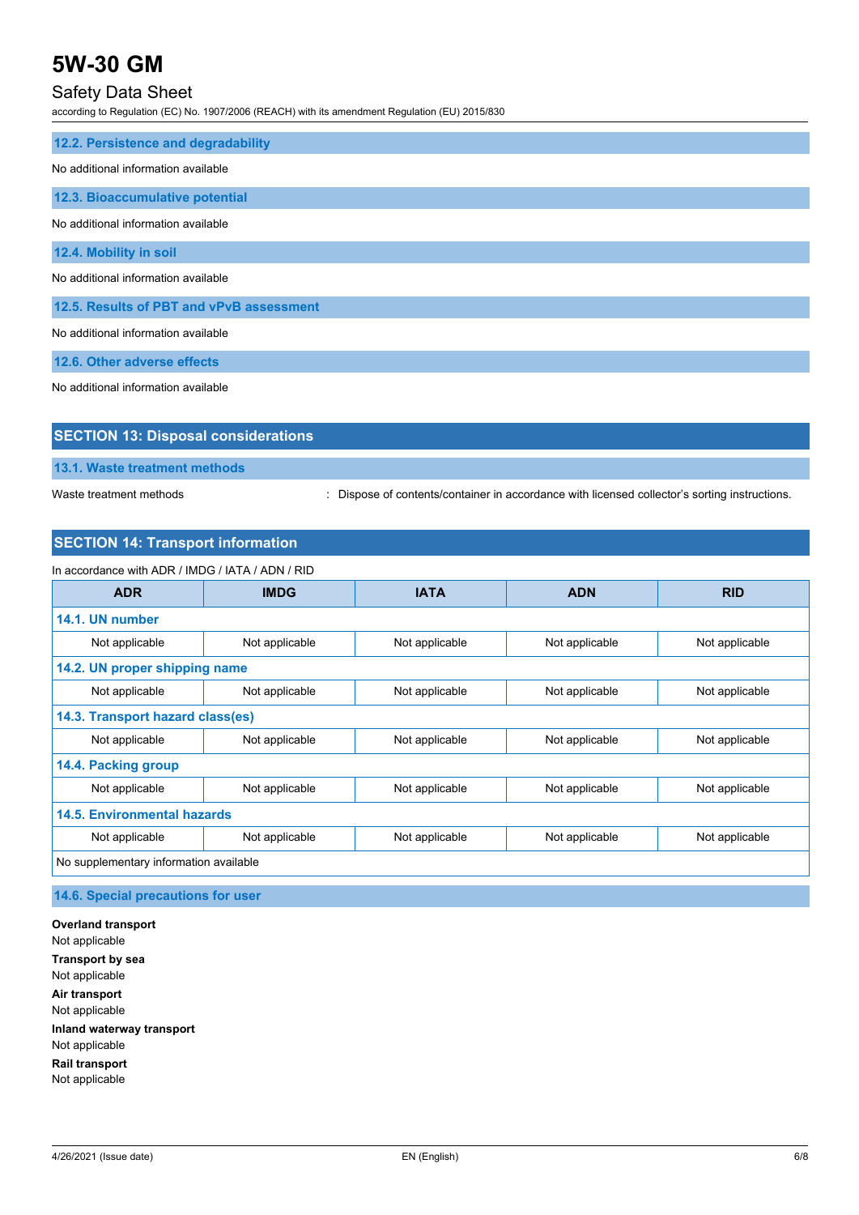### 12.2. Persistence and degradability

No additional information available

### 12.3. Bioaccumulative potential

No additional information available

### 12.4. Mobility in soil

No additional information available

### 12.5. Results of PBT and vPvB assessment

No additional information available

### 12.6. Other adverse effects

No additional information available

## SECTION 13: Disposal considerations

### 13.1. Waste treatment methods

Waste treatment methods : Dispose of contents/container in accordance with licensed collector's sorting instructions.

## SECTION 14: Transport information

In accordance with ADR / IMDG / IATA / ADN / RID

| ADR | IMDG | IATA | ADN | RID |
|---|---|---|---|---|
| **14.1. UN number** | | | | |
| Not applicable | Not applicable | Not applicable | Not applicable | Not applicable |
| **14.2. UN proper shipping name** | | | | |
| Not applicable | Not applicable | Not applicable | Not applicable | Not applicable |
| **14.3. Transport hazard class(es)** | | | | |
| Not applicable | Not applicable | Not applicable | Not applicable | Not applicable |
| **14.4. Packing group** | | | | |
| Not applicable | Not applicable | Not applicable | Not applicable | Not applicable |
| **14.5. Environmental hazards** | | | | |
| Not applicable | Not applicable | Not applicable | Not applicable | Not applicable |
| No supplementary information available | | | | |

### 14.6. Special precautions for user

**Overland transport**
Not applicable

**Transport by sea**
Not applicable

**Air transport**
Not applicable

**Inland waterway transport**
Not applicable

**Rail transport**
Not applicable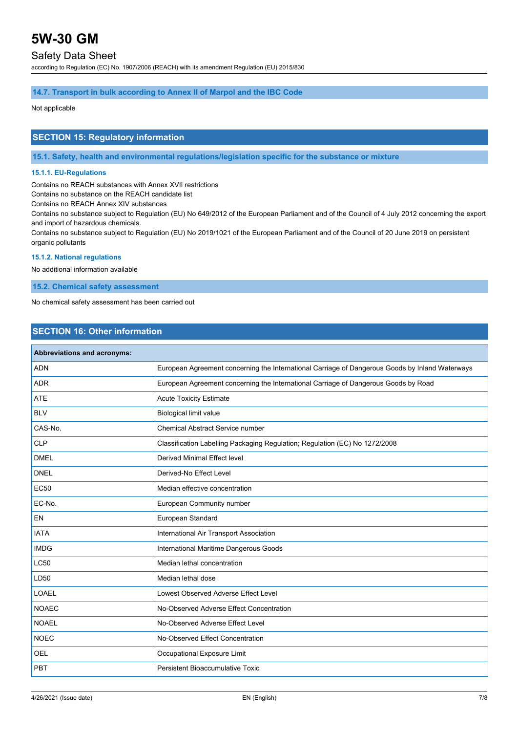### 14.7. Transport in bulk according to Annex II of Marpol and the IBC Code

Not applicable

## SECTION 15: Regulatory information

### 15.1. Safety, health and environmental regulations/legislation specific for the substance or mixture

#### 15.1.1. EU-Regulations

Contains no REACH substances with Annex XVII restrictions
Contains no substance on the REACH candidate list
Contains no REACH Annex XIV substances
Contains no substance subject to Regulation (EU) No 649/2012 of the European Parliament and of the Council of 4 July 2012 concerning the export and import of hazardous chemicals.
Contains no substance subject to Regulation (EU) No 2019/1021 of the European Parliament and of the Council of 20 June 2019 on persistent organic pollutants

#### 15.1.2. National regulations

No additional information available

### 15.2. Chemical safety assessment

No chemical safety assessment has been carried out

## SECTION 16: Other information

| Abbreviations and acronyms: | |
|---|---|
| ADN | European Agreement concerning the International Carriage of Dangerous Goods by Inland Waterways |
| ADR | European Agreement concerning the International Carriage of Dangerous Goods by Road |
| ATE | Acute Toxicity Estimate |
| BLV | Biological limit value |
| CAS-No. | Chemical Abstract Service number |
| CLP | Classification Labelling Packaging Regulation; Regulation (EC) No 1272/2008 |
| DMEL | Derived Minimal Effect level |
| DNEL | Derived-No Effect Level |
| EC50 | Median effective concentration |
| EC-No. | European Community number |
| EN | European Standard |
| IATA | International Air Transport Association |
| IMDG | International Maritime Dangerous Goods |
| LC50 | Median lethal concentration |
| LD50 | Median lethal dose |
| LOAEL | Lowest Observed Adverse Effect Level |
| NOAEC | No-Observed Adverse Effect Concentration |
| NOAEL | No-Observed Adverse Effect Level |
| NOEC | No-Observed Effect Concentration |
| OEL | Occupational Exposure Limit |
| PBT | Persistent Bioaccumulative Toxic |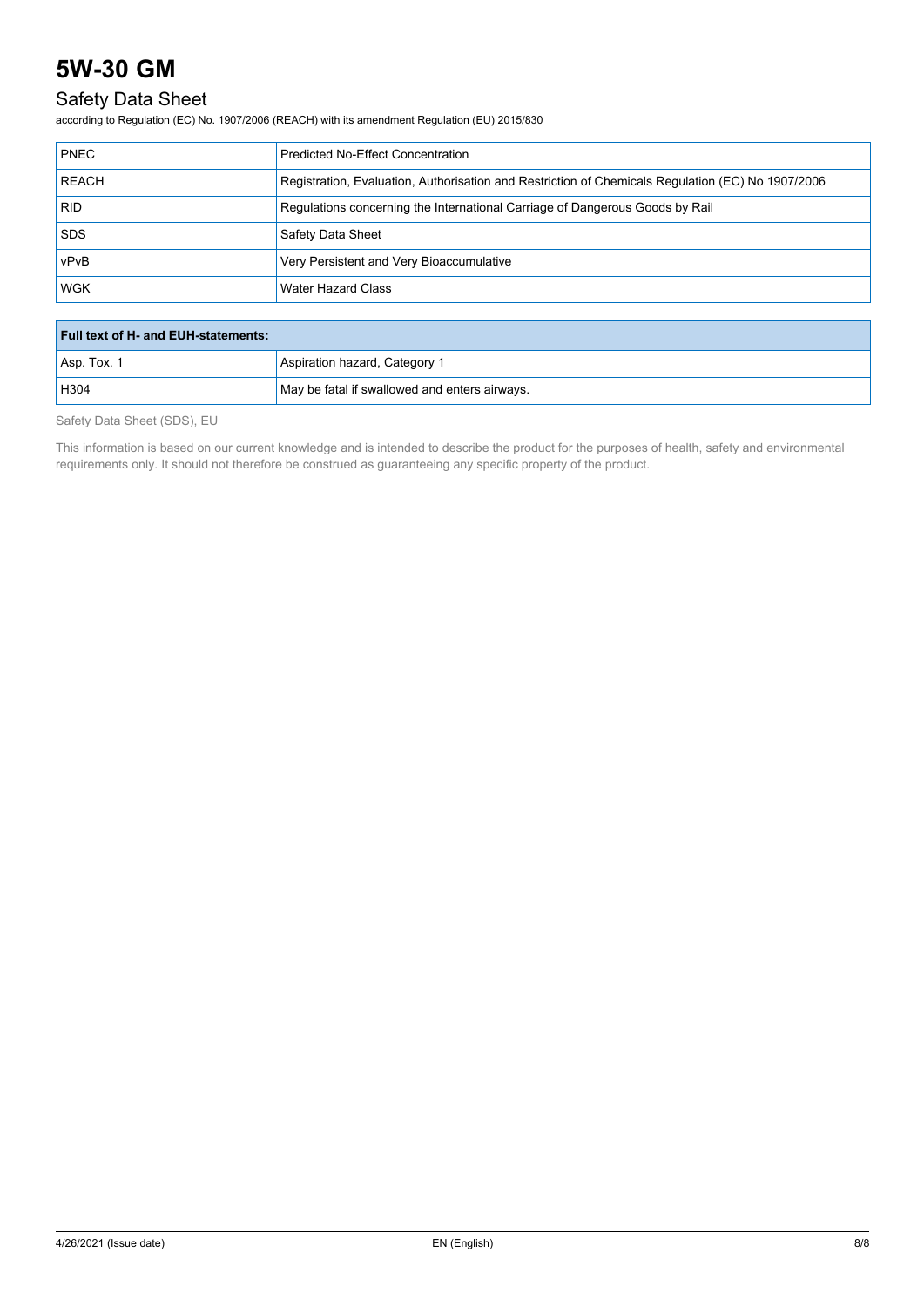| | |
|---|---|
| PNEC | Predicted No-Effect Concentration |
| REACH | Registration, Evaluation, Authorisation and Restriction of Chemicals Regulation (EC) No 1907/2006 |
| RID | Regulations concerning the International Carriage of Dangerous Goods by Rail |
| SDS | Safety Data Sheet |
| vPvB | Very Persistent and Very Bioaccumulative |
| WGK | Water Hazard Class |

| **Full text of H- and EUH-statements:** | |
|---|---|
| Asp. Tox. 1 | Aspiration hazard, Category 1 |
| H304 | May be fatal if swallowed and enters airways. |

Safety Data Sheet (SDS), EU

This information is based on our current knowledge and is intended to describe the product for the purposes of health, safety and environmental requirements only. It should not therefore be construed as guaranteeing any specific property of the product.